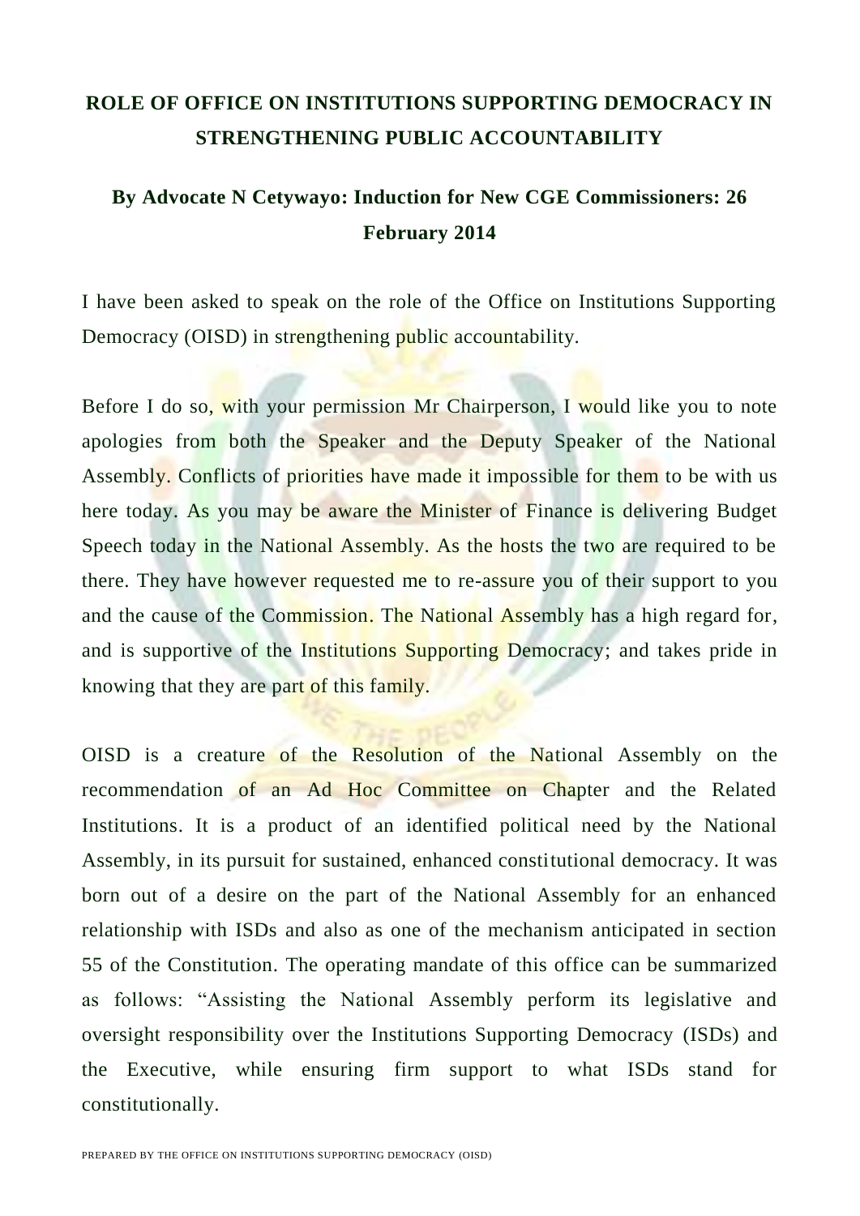# ROLE OF OFFICE ON INSTITUTIONS SUPPORTING DEMOCRACY IN STRENGTHENING PUBLIC ACCOUNTABILITY

## By Advocate N Cetywayo: Induction for New CGE Commissioners: 26 February 2014

I have been asked to speak on the role of the Office on Institutions Supporting Democracy (OISD) in strengthening public accountability.

Before I do so, with your permission Mr Chairperson, I would like you to note apologies from both the Speaker and the Deputy Speaker of the National Assembly. Conflicts of priorities have made it impossible for them to be with us here today. As you may be aware the Minister of Finance is delivering Budget Speech today in the National Assembly. As the hosts the two are required to be there. They have however requested me to re-assure you of their support to you and the cause of the Commission. The National Assembly has a high regard for, and is supportive of the Institutions Supporting Democracy; and takes pride in knowing that they are part of this family.

OISD is a creature of the Resolution of the National Assembly on the recommendation of an Ad Hoc Committee on Chapter and the Related Institutions. It is a product of an identified political need by the National Assembly, in its pursuit for sustained, enhanced constitutional democracy. It was born out of a desire on the part of the National Assembly for an enhanced relationship with ISDs and also as one of the mechanism anticipated in section 55 of the Constitution. The operating mandate of this office can be summarized as follows: "Assisting the National Assembly perform its legislative and oversight responsibility over the Institutions Supporting Democracy (ISDs) and the Executive, while ensuring firm support to what ISDs stand for constitutionally.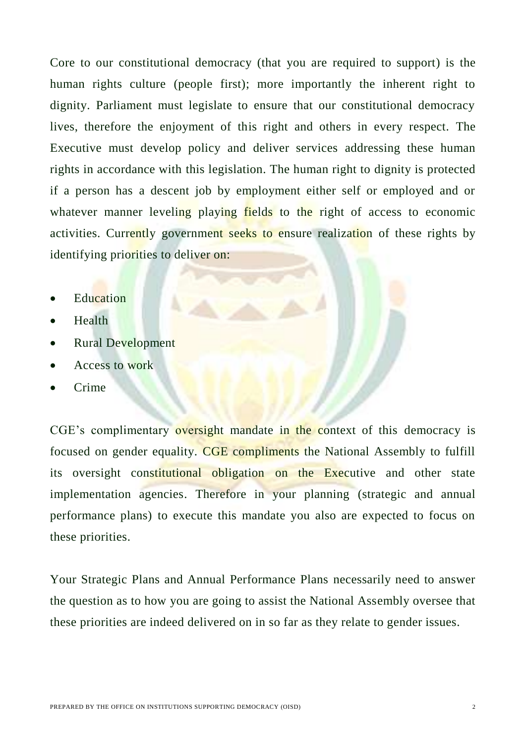Core to our constitutional democracy (that you are required to support) is the human rights culture (people first); more importantly the inherent right to dignity. Parliament must legislate to ensure that our constitutional democracy lives, therefore the enjoyment of this right and others in every respect. The Executive must develop policy and deliver services addressing these human rights in accordance with this legislation. The human right to dignity is protected if a person has a descent job by employment either self or employed and or whatever manner leveling playing fields to the right of access to economic activities. Currently government seeks to ensure realization of these rights by identifying priorities to deliver on:

- Education
- Health
- Rural Development
- Access to work
- Crime

CGE's complimentary oversight mandate in the context of this democracy is focused on gender equality. CGE compliments the National Assembly to fulfill its oversight constitutional obligation on the Executive and other state implementation agencies. Therefore in your planning (strategic and annual performance plans) to execute this mandate you also are expected to focus on these priorities.

Your Strategic Plans and Annual Performance Plans necessarily need to answer the question as to how you are going to assist the National Assembly oversee that these priorities are indeed delivered on in so far as they relate to gender issues.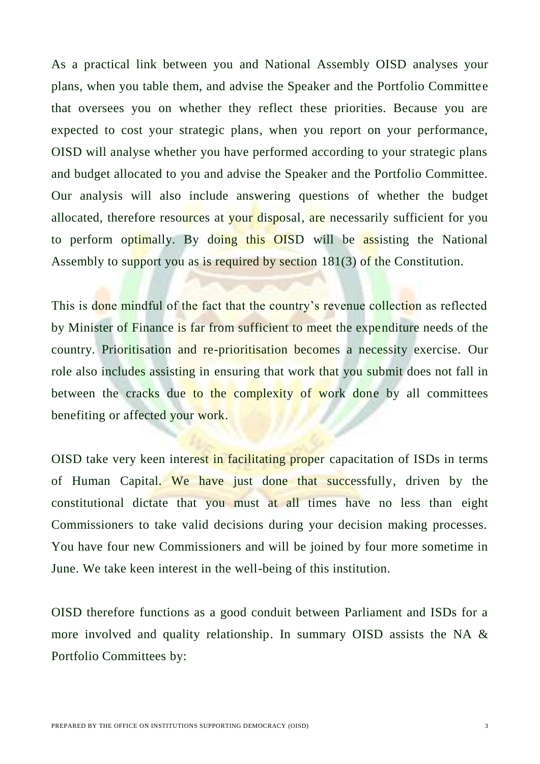As a practical link between you and National Assembly OISD analyses your plans, when you table them, and advise the Speaker and the Portfolio Committee that oversees you on whether they reflect these priorities. Because you are expected to cost your strategic plans, when you report on your performance, OISD will analyse whether you have performed according to your strategic plans and budget allocated to you and advise the Speaker and the Portfolio Committee. Our analysis will also include answering questions of whether the budget allocated, therefore resources at your disposal, are necessarily sufficient for you to perform optimally. By doing this OISD will be assisting the National Assembly to support you as is required by section 181(3) of the Constitution.

This is done mindful of the fact that the country's revenue collection as reflected by Minister of Finance is far from sufficient to meet the expenditure needs of the country. Prioritisation and re-prioritisation becomes a necessity exercise. Our role also includes assisting in ensuring that work that you submit does not fall in between the cracks due to the complexity of work done by all committees benefiting or affected your work.

OISD take very keen interest in facilitating proper capacitation of ISDs in terms of Human Capital. We have just done that successfully, driven by the constitutional dictate that you must at all times have no less than eight Commissioners to take valid decisions during your decision making processes. You have four new Commissioners and will be joined by four more sometime in June. We take keen interest in the well-being of this institution.

OISD therefore functions as a good conduit between Parliament and ISDs for a more involved and quality relationship. In summary OISD assists the NA & Portfolio Committees by: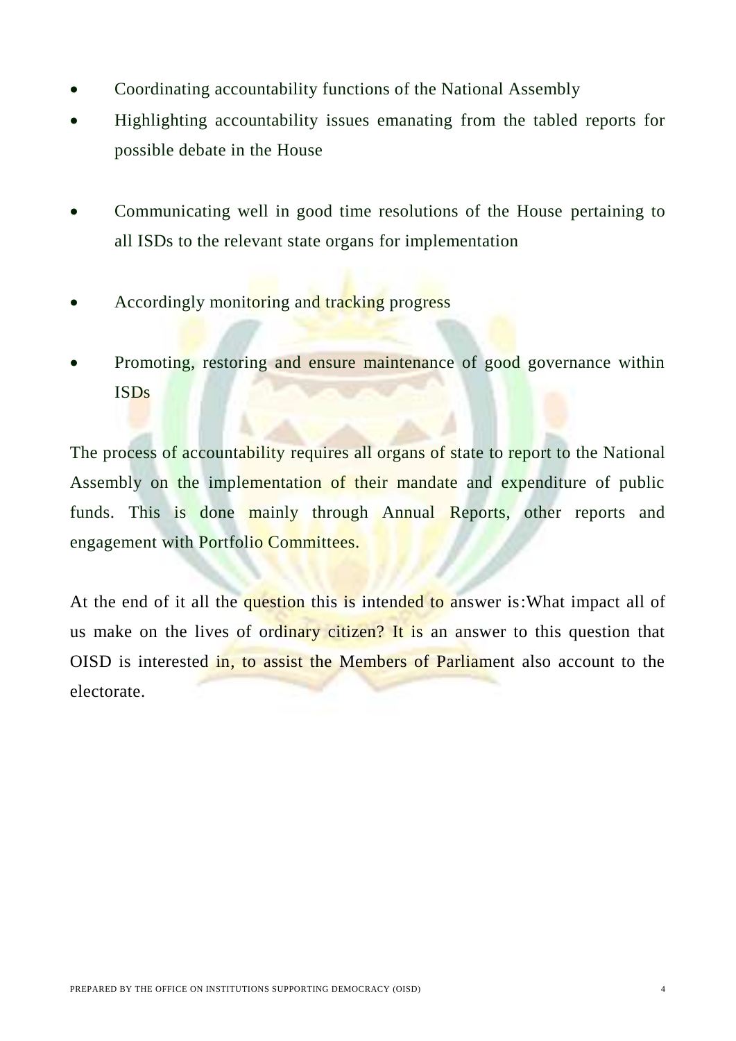- Coordinating accountability functions of the National Assembly
- Highlighting accountability issues emanating from the tabled reports for possible debate in the House

- Communicating well in good time resolutions of the House pertaining to all ISDs to the relevant state organs for implementation

- Accordingly monitoring and tracking progress

- Promoting, restoring and ensure maintenance of good governance within ISDs

The process of accountability requires all organs of state to report to the National Assembly on the implementation of their mandate and expenditure of public funds. This is done mainly through Annual Reports, other reports and engagement with Portfolio Committees.

At the end of it all the question this is intended to answer is:What impact all of us make on the lives of ordinary citizen? It is an answer to this question that OISD is interested in, to assist the Members of Parliament also account to the electorate.